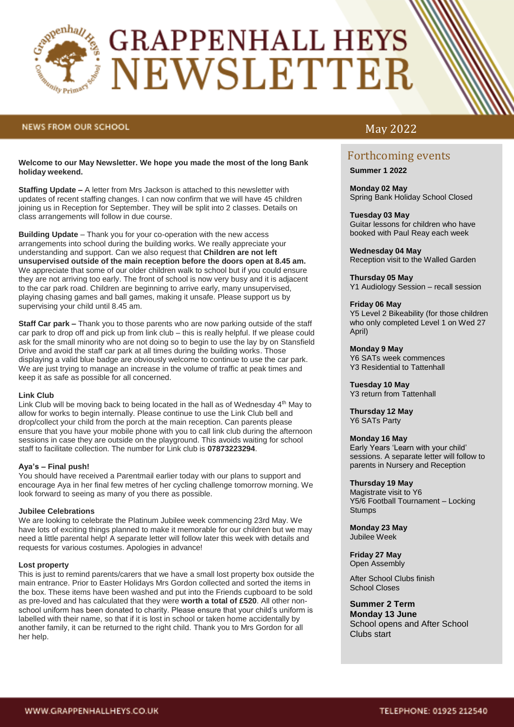# GRAPPENHALL HEYS NEWSLETTER

NEWS FROM OUR SCHOOL

May 2022

**Welcome to our May Newsletter. We hope you made the most of the long Bank holiday weekend.**

**Staffing Update –** A letter from Mrs Jackson is attached to this newsletter with updates of recent staffing changes. I can now confirm that we will have 45 children joining us in Reception for September. They will be split into 2 classes. Details on class arrangements will follow in due course.

**Building Update** – Thank you for your co-operation with the new access arrangements into school during the building works. We really appreciate your understanding and support. Can we also request that **Children are not left unsupervised outside of the main reception before the doors open at 8.45 am.** We appreciate that some of our older children walk to school but if you could ensure they are not arriving too early. The front of school is now very busy and it is adjacent to the car park road. Children are beginning to arrive early, many unsupervised, playing chasing games and ball games, making it unsafe. Please support us by supervising your child until 8.45 am.

**Staff Car park –** Thank you to those parents who are now parking outside of the staff car park to drop off and pick up from link club – this is really helpful. If we please could ask for the small minority who are not doing so to begin to use the lay by on Stansfield Drive and avoid the staff car park at all times during the building works. Those displaying a valid blue badge are obviously welcome to continue to use the car park. We are just trying to manage an increase in the volume of traffic at peak times and keep it as safe as possible for all concerned.

**Link Club**

Link Club will be moving back to being located in the hall as of Wednesday 4th May to allow for works to begin internally. Please continue to use the Link Club bell and drop/collect your child from the porch at the main reception. Can parents please ensure that you have your mobile phone with you to call link club during the afternoon sessions in case they are outside on the playground. This avoids waiting for school staff to facilitate collection. The number for Link club is **07873223294**.

**Aya's – Final push!**

You should have received a Parentmail earlier today with our plans to support and encourage Aya in her final few metres of her cycling challenge tomorrow morning. We look forward to seeing as many of you there as possible.

**Jubilee Celebrations**

We are looking to celebrate the Platinum Jubilee week commencing 23rd May. We have lots of exciting things planned to make it memorable for our children but we may need a little parental help! A separate letter will follow later this week with details and requests for various costumes. Apologies in advance!

**Lost property**

This is just to remind parents/carers that we have a small lost property box outside the main entrance. Prior to Easter Holidays Mrs Gordon collected and sorted the items in the box. These items have been washed and put into the Friends cupboard to be sold as pre-loved and has calculated that they were **worth a total of £520**. All other non-school uniform has been donated to charity. Please ensure that your child's uniform is labelled with their name, so that if it is lost in school or taken home accidentally by another family, it can be returned to the right child. Thank you to Mrs Gordon for all her help.

## Forthcoming events

**Summer 1 2022**

**Monday 02 May**
Spring Bank Holiday School Closed

**Tuesday 03 May**
Guitar lessons for children who have booked with Paul Reay each week

**Wednesday 04 May**
Reception visit to the Walled Garden

**Thursday 05 May**
Y1 Audiology Session – recall session

**Friday 06 May**
Y5 Level 2 Bikeability (for those children who only completed Level 1 on Wed 27 April)

**Monday 9 May**
Y6 SATs week commences
Y3 Residential to Tattenhall

**Tuesday 10 May**
Y3 return from Tattenhall

**Thursday 12 May**
Y6 SATs Party

**Monday 16 May**
Early Years 'Learn with your child' sessions. A separate letter will follow to parents in Nursery and Reception

**Thursday 19 May**
Magistrate visit to Y6
Y5/6 Football Tournament – Locking Stumps

**Monday 23 May**
Jubilee Week

**Friday 27 May**
Open Assembly

After School Clubs finish
School Closes

**Summer 2 Term**
**Monday 13 June**
School opens and After School Clubs start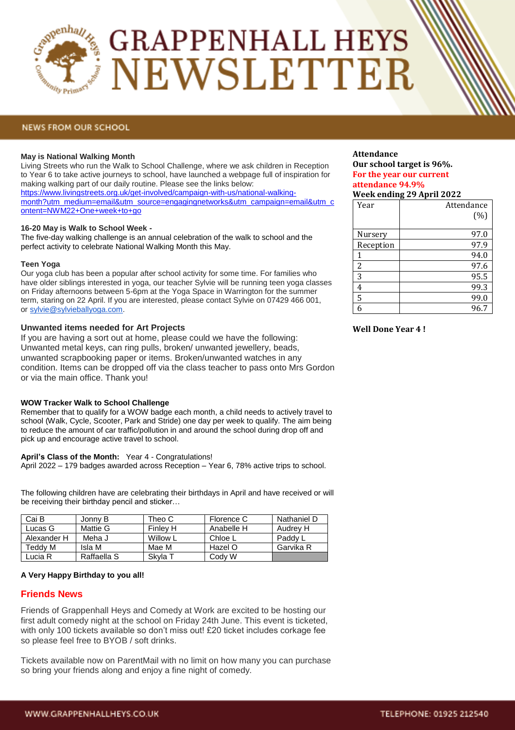# GRAPPENHALL HEYS NEWSLETTER

## NEWS FROM OUR SCHOOL

**May is National Walking Month**
Living Streets who run the Walk to School Challenge, where we ask children in Reception to Year 6 to take active journeys to school, have launched a webpage full of inspiration for making walking part of our daily routine. Please see the links below:
https://www.livingstreets.org.uk/get-involved/campaign-with-us/national-walking-month?utm_medium=email&utm_source=engagingnetworks&utm_campaign=email&utm_content=NWM22+One+week+to+go

**16-20 May is Walk to School Week -**
The five-day walking challenge is an annual celebration of the walk to school and the perfect activity to celebrate National Walking Month this May.

**Teen Yoga**
Our yoga club has been a popular after school activity for some time. For families who have older siblings interested in yoga, our teacher Sylvie will be running teen yoga classes on Friday afternoons between 5-6pm at the Yoga Space in Warrington for the summer term, staring on 22 April. If you are interested, please contact Sylvie on 07429 466 001, or sylvie@sylvieballyoga.com.

**Unwanted items needed for Art Projects**
If you are having a sort out at home, please could we have the following: Unwanted metal keys, can ring pulls, broken/ unwanted jewellery, beads, unwanted scrapbooking paper or items. Broken/unwanted watches in any condition. Items can be dropped off via the class teacher to pass onto Mrs Gordon or via the main office. Thank you!

**WOW Tracker Walk to School Challenge**
Remember that to qualify for a WOW badge each month, a child needs to actively travel to school (Walk, Cycle, Scooter, Park and Stride) one day per week to qualify. The aim being to reduce the amount of car traffic/pollution in and around the school during drop off and pick up and encourage active travel to school.

**April's Class of the Month:** Year 4 - Congratulations!
April 2022 – 179 badges awarded across Reception – Year 6, 78% active trips to school.

The following children have are celebrating their birthdays in April and have received or will be receiving their birthday pencil and sticker…

| | | | | |
|---|---|---|---|---|
| Cai B | Jonny B | Theo C | Florence C | Nathaniel D |
| Lucas G | Mattie G | Finley H | Anabelle H | Audrey H |
| Alexander H | Meha J | Willow L | Chloe L | Paddy L |
| Teddy M | Isla M | Mae M | Hazel O | Garvika R |
| Lucia R | Raffaella S | Skyla T | Cody W | |

**A Very Happy Birthday to you all!**

## Friends News

Friends of Grappenhall Heys and Comedy at Work are excited to be hosting our first adult comedy night at the school on Friday 24th June. This event is ticketed, with only 100 tickets available so don't miss out! £20 ticket includes corkage fee so please feel free to BYOB / soft drinks.

Tickets available now on ParentMail with no limit on how many you can purchase so bring your friends along and enjoy a fine night of comedy.

**Attendance**
**Our school target is 96%.**
**For the year our current attendance 94.9%**
**Week ending 29 April 2022**

| Year | Attendance (%) |
|---|---|
| Nursery | 97.0 |
| Reception | 97.9 |
| 1 | 94.0 |
| 2 | 97.6 |
| 3 | 95.5 |
| 4 | 99.3 |
| 5 | 99.0 |
| 6 | 96.7 |

**Well Done Year 4 !**

WWW.GRAPPENHALLHEYS.CO.UK TELEPHONE: 01925 212540